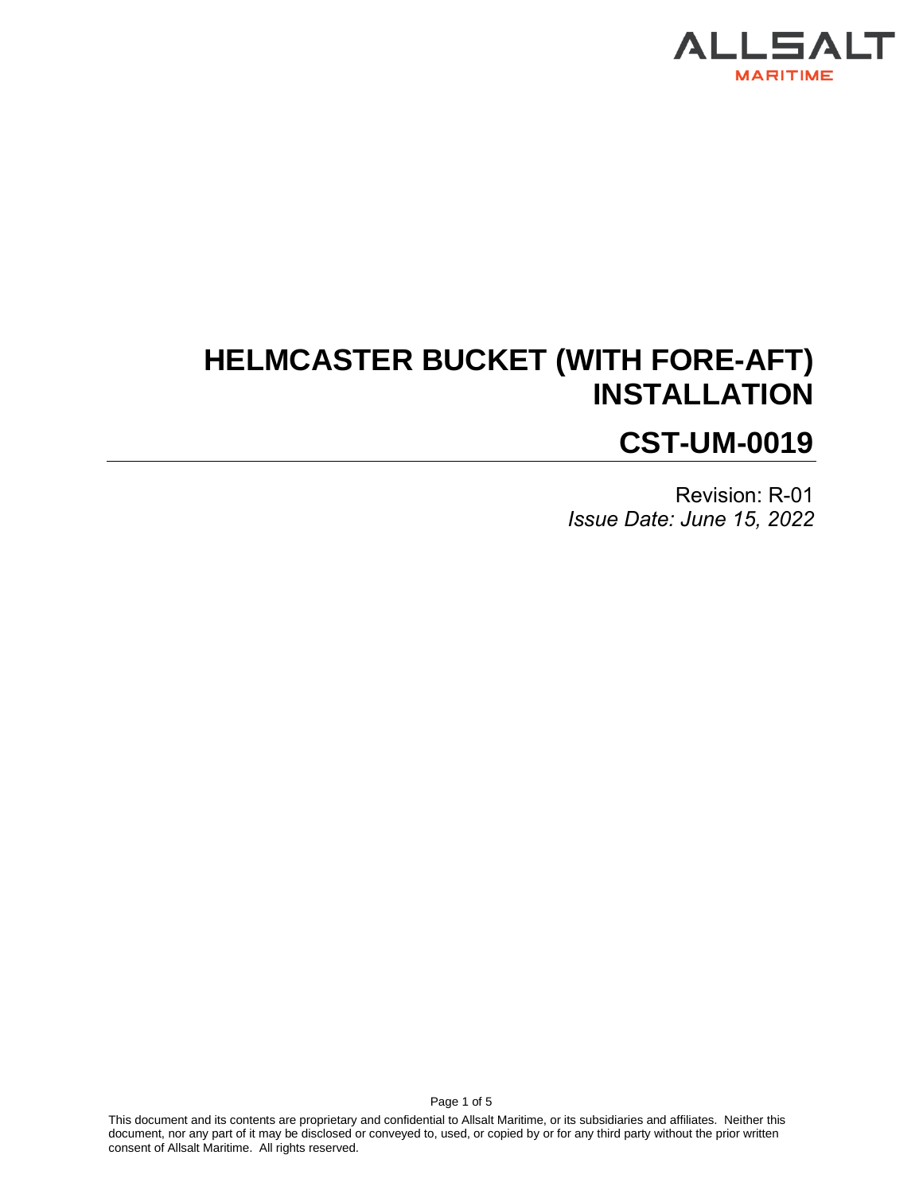ALLSALT
MARITIME

# HELMCASTER BUCKET (WITH FORE-AFT) INSTALLATION

## CST-UM-0019

Revision: R-01

*Issue Date: June 15, 2022*

This document and its contents are proprietary and confidential to Allsalt Maritime, or its subsidiaries and affiliates. Neither this document, nor any part of it may be disclosed or conveyed to, used, or copied by or for any third party without the prior written consent of Allsalt Maritime. All rights reserved.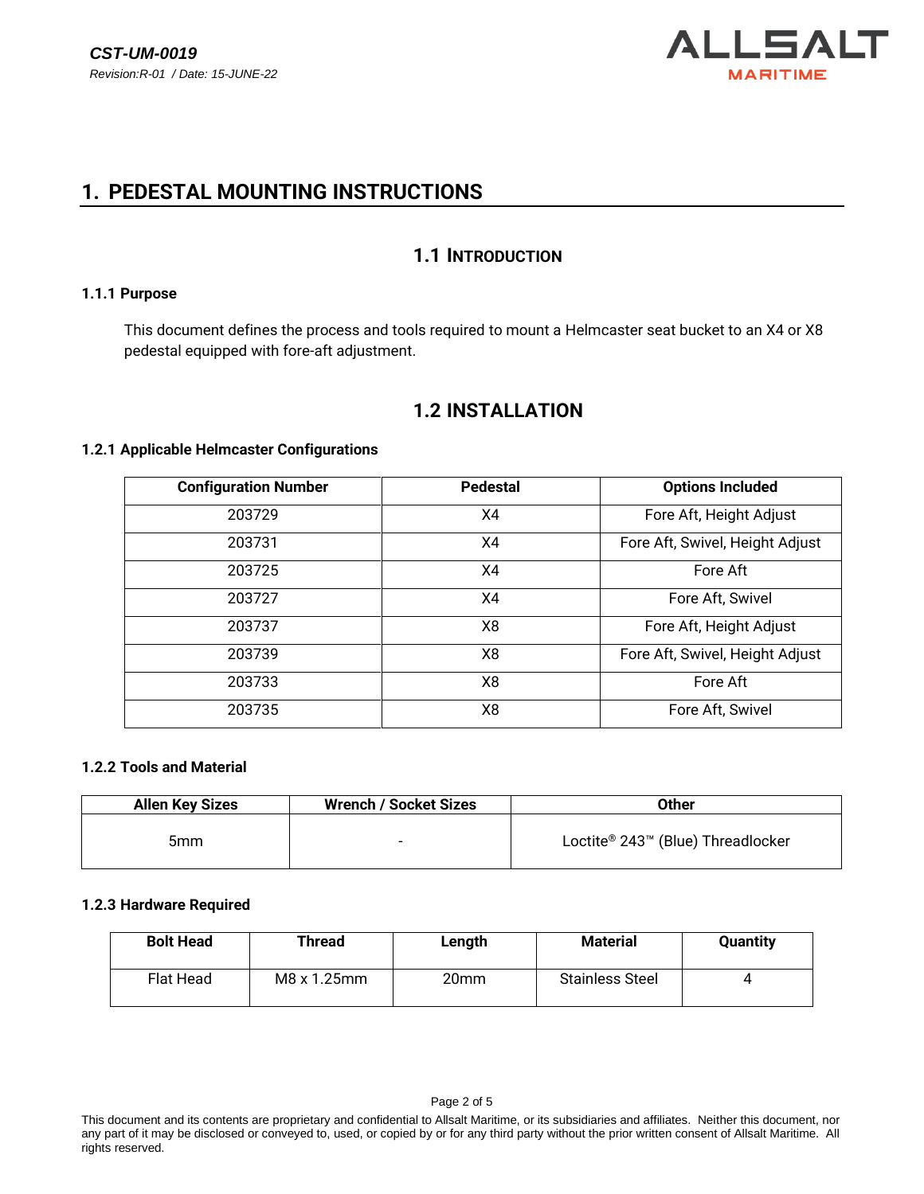# 1. PEDESTAL MOUNTING INSTRUCTIONS

## 1.1 INTRODUCTION

### 1.1.1 Purpose

This document defines the process and tools required to mount a Helmcaster seat bucket to an X4 or X8 pedestal equipped with fore-aft adjustment.

## 1.2 INSTALLATION

### 1.2.1 Applicable Helmcaster Configurations

| Configuration Number | Pedestal | Options Included |
|---|---|---|
| 203729 | X4 | Fore Aft, Height Adjust |
| 203731 | X4 | Fore Aft, Swivel, Height Adjust |
| 203725 | X4 | Fore Aft |
| 203727 | X4 | Fore Aft, Swivel |
| 203737 | X8 | Fore Aft, Height Adjust |
| 203739 | X8 | Fore Aft, Swivel, Height Adjust |
| 203733 | X8 | Fore Aft |
| 203735 | X8 | Fore Aft, Swivel |

### 1.2.2 Tools and Material

| Allen Key Sizes | Wrench / Socket Sizes | Other |
|---|---|---|
| 5mm | - | Loctite® 243™ (Blue) Threadlocker |

### 1.2.3 Hardware Required

| Bolt Head | Thread | Length | Material | Quantity |
|---|---|---|---|---|
| Flat Head | M8 x 1.25mm | 20mm | Stainless Steel | 4 |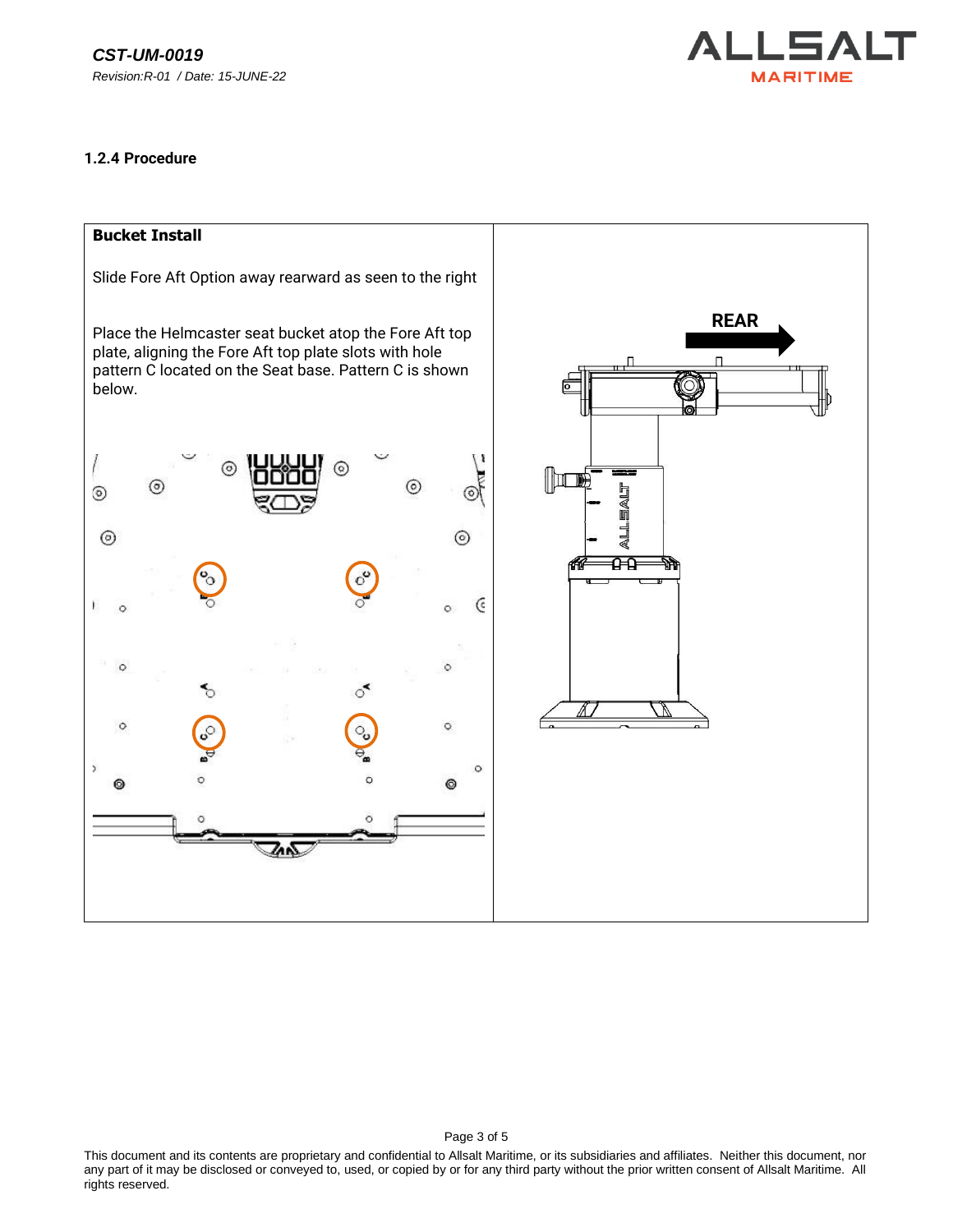### 1.2.4 Procedure

**Bucket Install**

Slide Fore Aft Option away rearward as seen to the right

Place the Helmcaster seat bucket atop the Fore Aft top plate, aligning the Fore Aft top plate slots with hole pattern C located on the Seat base. Pattern C is shown below.

REAR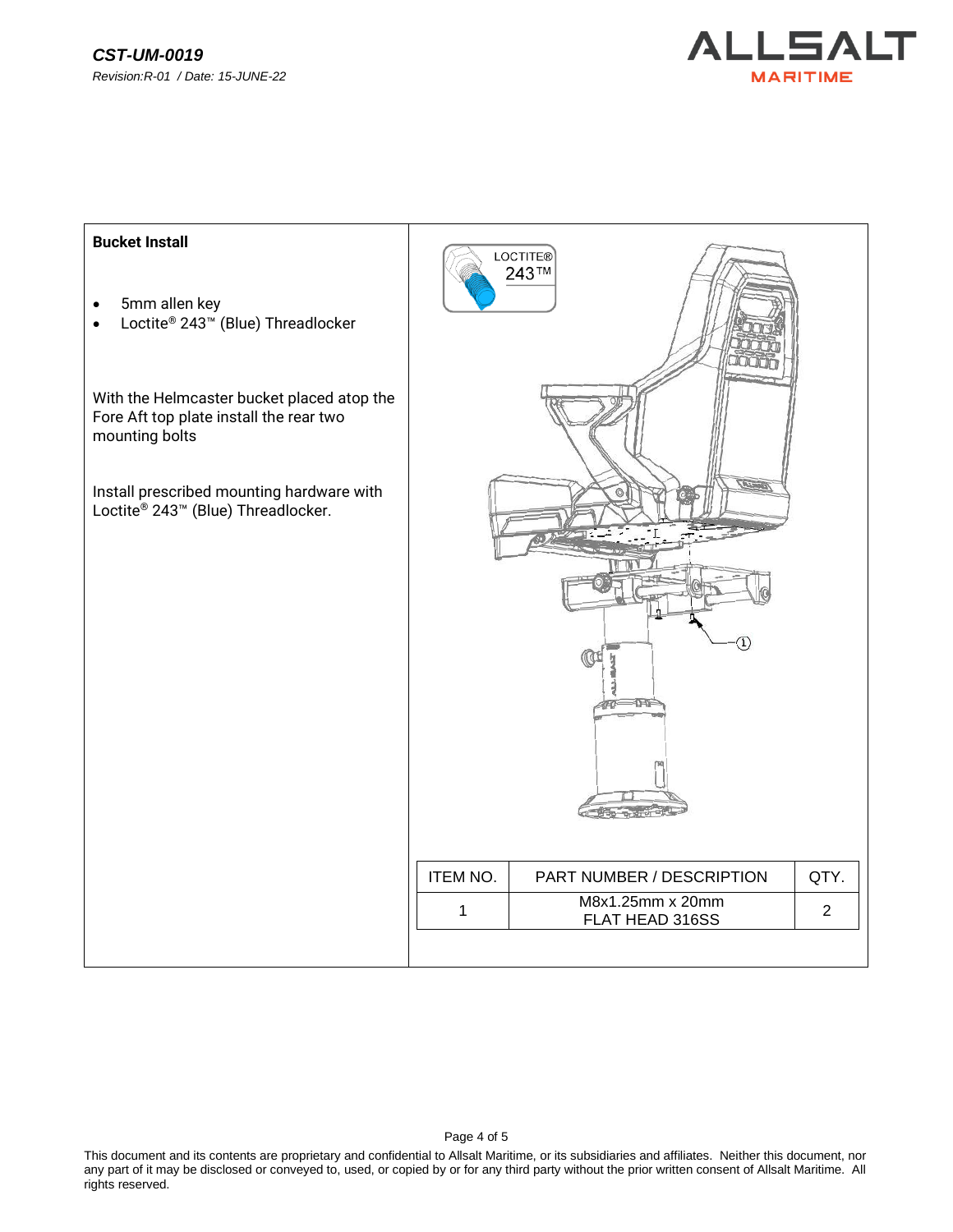**Bucket Install**

- 5mm allen key
- Loctite® 243™ (Blue) Threadlocker

With the Helmcaster bucket placed atop the Fore Aft top plate install the rear two mounting bolts

Install prescribed mounting hardware with Loctite® 243™ (Blue) Threadlocker.

| ITEM NO. | PART NUMBER / DESCRIPTION | QTY. |
| --- | --- | --- |
| 1 | M8x1.25mm x 20mm FLAT HEAD 316SS | 2 |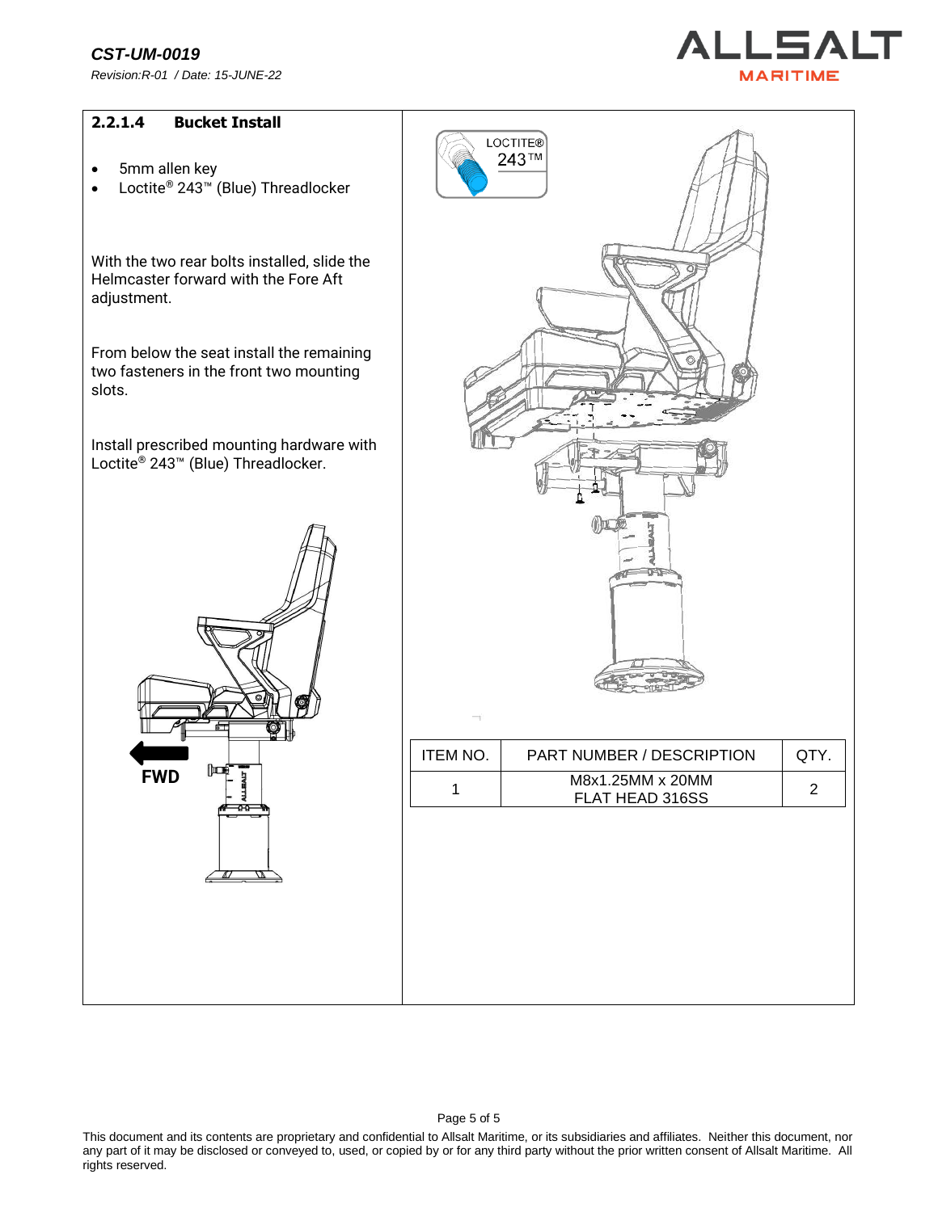#### 2.2.1.4 Bucket Install

- 5mm allen key
- Loctite® 243™ (Blue) Threadlocker

With the two rear bolts installed, slide the Helmcaster forward with the Fore Aft adjustment.

From below the seat install the remaining two fasteners in the front two mounting slots.

Install prescribed mounting hardware with Loctite® 243™ (Blue) Threadlocker.

LOCTITE®
243™

FWD

| ITEM NO. | PART NUMBER / DESCRIPTION | QTY. |
|---|---|---|
| 1 | M8x1.25MM x 20MM FLAT HEAD 316SS | 2 |

This document and its contents are proprietary and confidential to Allsalt Maritime, or its subsidiaries and affiliates. Neither this document, nor any part of it may be disclosed or conveyed to, used, or copied by or for any third party without the prior written consent of Allsalt Maritime. All rights reserved.